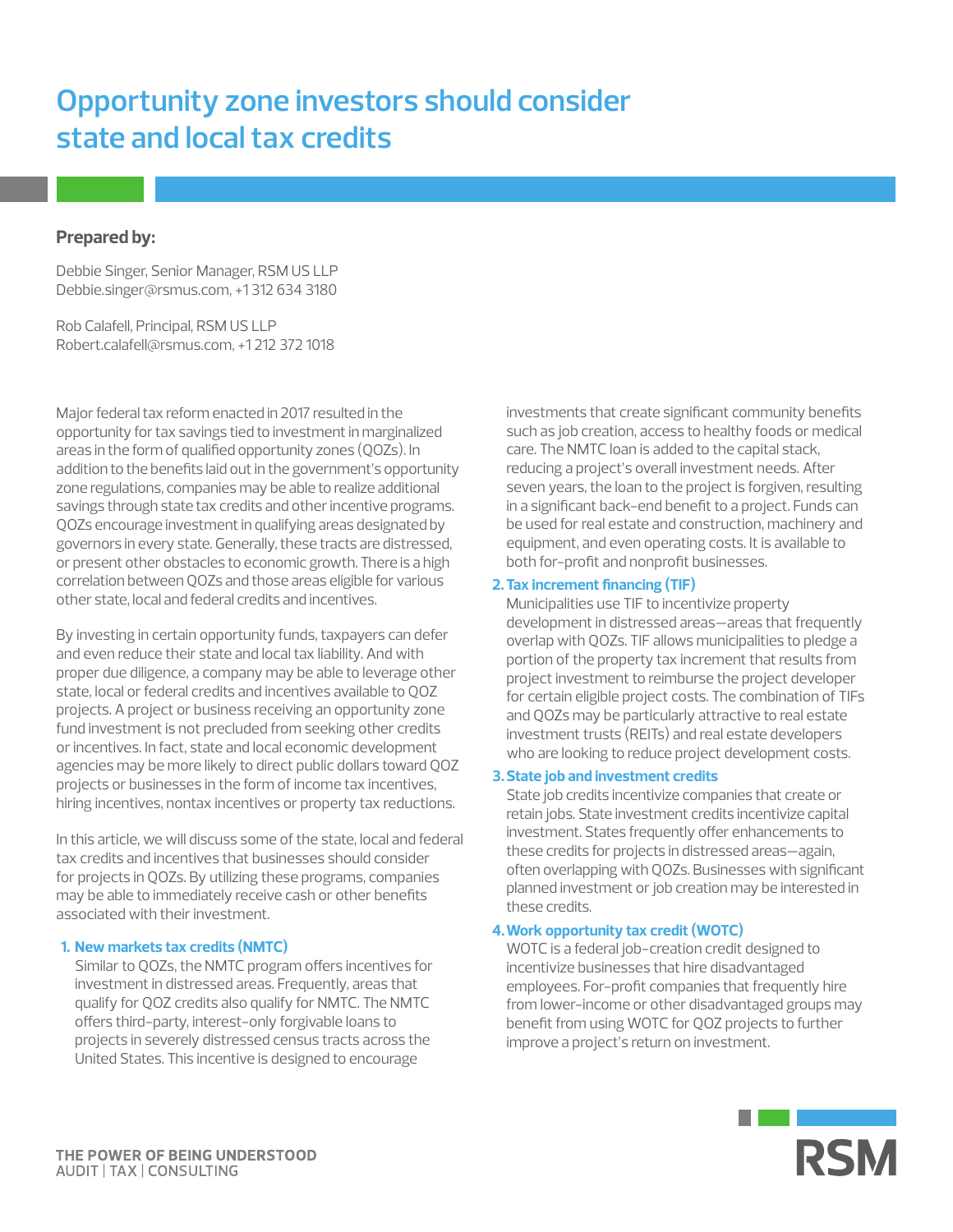# Opportunity zone investors should consider state and local tax credits

**Prepared by:**

Debbie Singer, Senior Manager, RSM US LLP
Debbie.singer@rsmus.com, +1 312 634 3180

Rob Calafell, Principal, RSM US LLP
Robert.calafell@rsmus.com, +1 212 372 1018

Major federal tax reform enacted in 2017 resulted in the opportunity for tax savings tied to investment in marginalized areas in the form of qualified opportunity zones (QOZs). In addition to the benefits laid out in the government's opportunity zone regulations, companies may be able to realize additional savings through state tax credits and other incentive programs. QOZs encourage investment in qualifying areas designated by governors in every state. Generally, these tracts are distressed, or present other obstacles to economic growth. There is a high correlation between QOZs and those areas eligible for various other state, local and federal credits and incentives.

By investing in certain opportunity funds, taxpayers can defer and even reduce their state and local tax liability. And with proper due diligence, a company may be able to leverage other state, local or federal credits and incentives available to QOZ projects. A project or business receiving an opportunity zone fund investment is not precluded from seeking other credits or incentives. In fact, state and local economic development agencies may be more likely to direct public dollars toward QOZ projects or businesses in the form of income tax incentives, hiring incentives, nontax incentives or property tax reductions.

In this article, we will discuss some of the state, local and federal tax credits and incentives that businesses should consider for projects in QOZs. By utilizing these programs, companies may be able to immediately receive cash or other benefits associated with their investment.

1. **New markets tax credits (NMTC)**
   Similar to QOZs, the NMTC program offers incentives for investment in distressed areas. Frequently, areas that qualify for QOZ credits also qualify for NMTC. The NMTC offers third-party, interest-only forgivable loans to projects in severely distressed census tracts across the United States. This incentive is designed to encourage investments that create significant community benefits such as job creation, access to healthy foods or medical care. The NMTC loan is added to the capital stack, reducing a project's overall investment needs. After seven years, the loan to the project is forgiven, resulting in a significant back-end benefit to a project. Funds can be used for real estate and construction, machinery and equipment, and even operating costs. It is available to both for-profit and nonprofit businesses.

2. **Tax increment financing (TIF)**
   Municipalities use TIF to incentivize property development in distressed areas—areas that frequently overlap with QOZs. TIF allows municipalities to pledge a portion of the property tax increment that results from project investment to reimburse the project developer for certain eligible project costs. The combination of TIFs and QOZs may be particularly attractive to real estate investment trusts (REITs) and real estate developers who are looking to reduce project development costs.

3. **State job and investment credits**
   State job credits incentivize companies that create or retain jobs. State investment credits incentivize capital investment. States frequently offer enhancements to these credits for projects in distressed areas—again, often overlapping with QOZs. Businesses with significant planned investment or job creation may be interested in these credits.

4. **Work opportunity tax credit (WOTC)**
   WOTC is a federal job-creation credit designed to incentivize businesses that hire disadvantaged employees. For-profit companies that frequently hire from lower-income or other disadvantaged groups may benefit from using WOTC for QOZ projects to further improve a project's return on investment.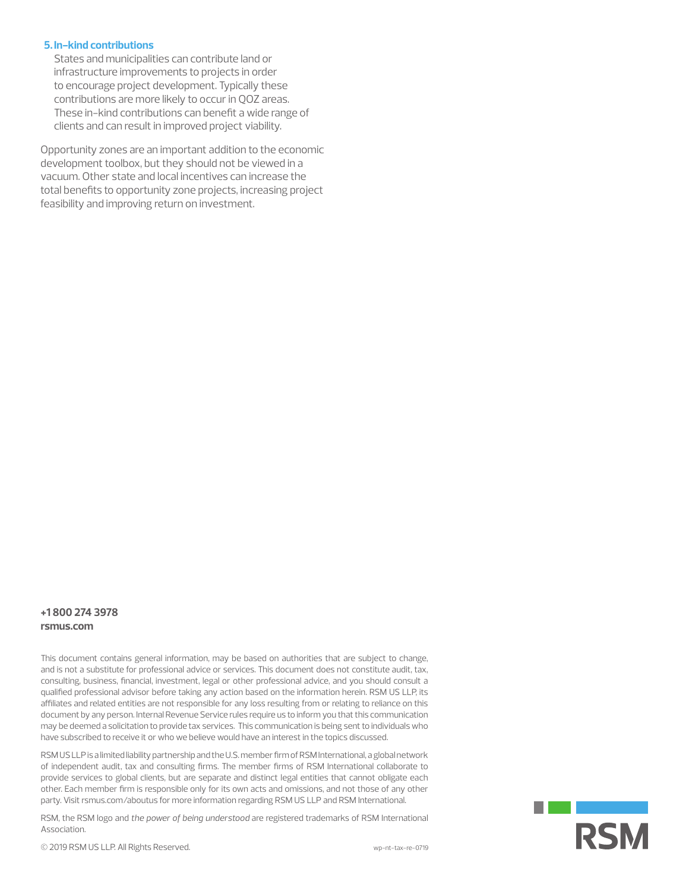**5. In-kind contributions**

States and municipalities can contribute land or infrastructure improvements to projects in order to encourage project development. Typically these contributions are more likely to occur in QOZ areas. These in-kind contributions can benefit a wide range of clients and can result in improved project viability.

Opportunity zones are an important addition to the economic development toolbox, but they should not be viewed in a vacuum. Other state and local incentives can increase the total benefits to opportunity zone projects, increasing project feasibility and improving return on investment.

**+1 800 274 3978**
**rsmus.com**

This document contains general information, may be based on authorities that are subject to change, and is not a substitute for professional advice or services. This document does not constitute audit, tax, consulting, business, financial, investment, legal or other professional advice, and you should consult a qualified professional advisor before taking any action based on the information herein. RSM US LLP, its affiliates and related entities are not responsible for any loss resulting from or relating to reliance on this document by any person. Internal Revenue Service rules require us to inform you that this communication may be deemed a solicitation to provide tax services. This communication is being sent to individuals who have subscribed to receive it or who we believe would have an interest in the topics discussed.

RSM US LLP is a limited liability partnership and the U.S. member firm of RSM International, a global network of independent audit, tax and consulting firms. The member firms of RSM International collaborate to provide services to global clients, but are separate and distinct legal entities that cannot obligate each other. Each member firm is responsible only for its own acts and omissions, and not those of any other party. Visit rsmus.com/aboutus for more information regarding RSM US LLP and RSM International.

RSM, the RSM logo and *the power of being understood* are registered trademarks of RSM International Association.

© 2019 RSM US LLP. All Rights Reserved.

wp-nt-tax-re-0719

RSM